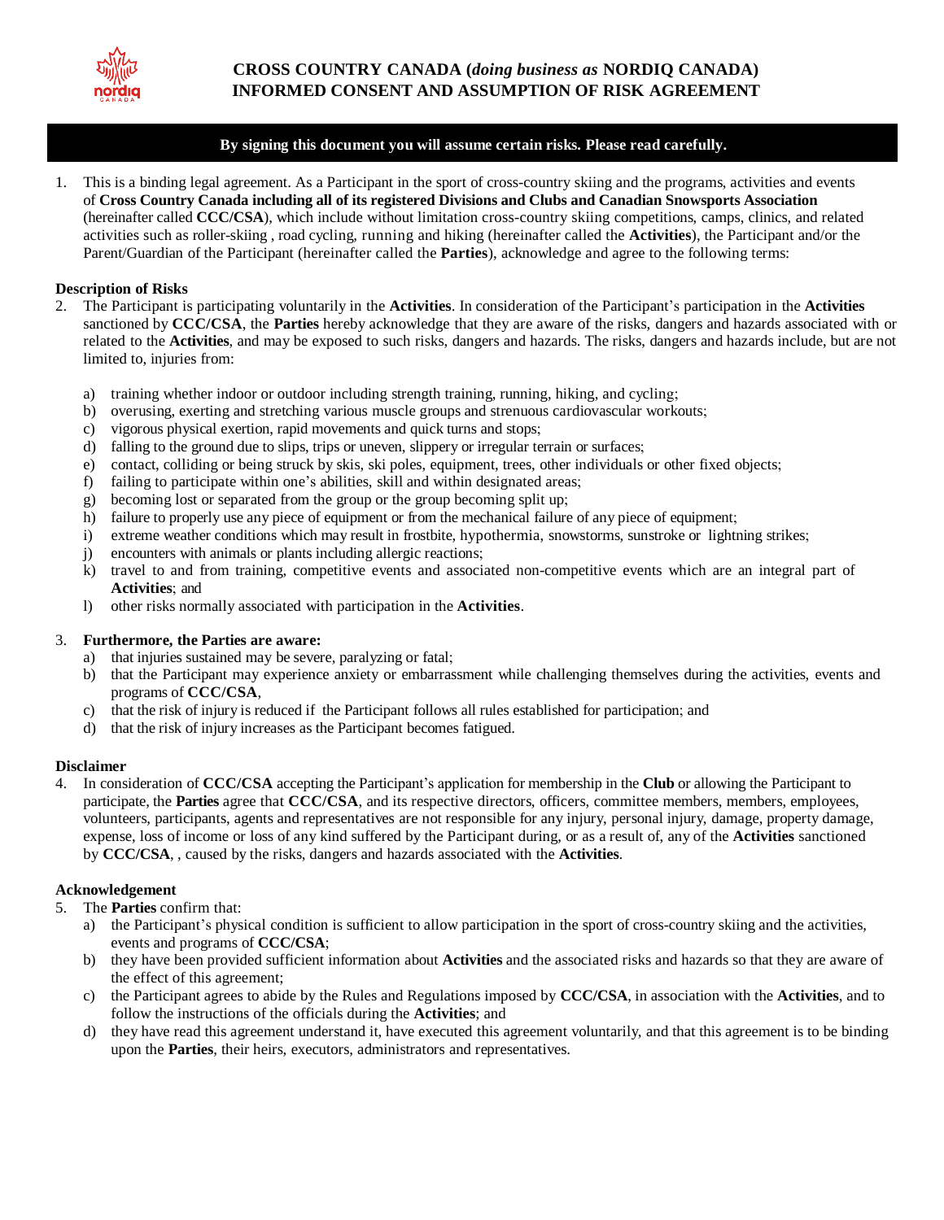# CROSS COUNTRY CANADA (*doing business as* NORDIQ CANADA) INFORMED CONSENT AND ASSUMPTION OF RISK AGREEMENT

**By signing this document you will assume certain risks. Please read carefully.**

1. This is a binding legal agreement. As a Participant in the sport of cross-country skiing and the programs, activities and events of **Cross Country Canada including all of its registered Divisions and Clubs and Canadian Snowsports Association** (hereinafter called **CCC/CSA**), which include without limitation cross-country skiing competitions, camps, clinics, and related activities such as roller-skiing , road cycling, running and hiking (hereinafter called the **Activities**), the Participant and/or the Parent/Guardian of the Participant (hereinafter called the **Parties**), acknowledge and agree to the following terms:

**Description of Risks**

2. The Participant is participating voluntarily in the **Activities**. In consideration of the Participant's participation in the **Activities** sanctioned by **CCC/CSA**, the **Parties** hereby acknowledge that they are aware of the risks, dangers and hazards associated with or related to the **Activities**, and may be exposed to such risks, dangers and hazards. The risks, dangers and hazards include, but are not limited to, injuries from:

   a) training whether indoor or outdoor including strength training, running, hiking, and cycling;
   b) overusing, exerting and stretching various muscle groups and strenuous cardiovascular workouts;
   c) vigorous physical exertion, rapid movements and quick turns and stops;
   d) falling to the ground due to slips, trips or uneven, slippery or irregular terrain or surfaces;
   e) contact, colliding or being struck by skis, ski poles, equipment, trees, other individuals or other fixed objects;
   f) failing to participate within one's abilities, skill and within designated areas;
   g) becoming lost or separated from the group or the group becoming split up;
   h) failure to properly use any piece of equipment or from the mechanical failure of any piece of equipment;
   i) extreme weather conditions which may result in frostbite, hypothermia, snowstorms, sunstroke or lightning strikes;
   j) encounters with animals or plants including allergic reactions;
   k) travel to and from training, competitive events and associated non-competitive events which are an integral part of **Activities**; and
   l) other risks normally associated with participation in the **Activities**.

3. **Furthermore, the Parties are aware:**
   a) that injuries sustained may be severe, paralyzing or fatal;
   b) that the Participant may experience anxiety or embarrassment while challenging themselves during the activities, events and programs of **CCC/CSA**,
   c) that the risk of injury is reduced if the Participant follows all rules established for participation; and
   d) that the risk of injury increases as the Participant becomes fatigued.

**Disclaimer**

4. In consideration of **CCC/CSA** accepting the Participant's application for membership in the **Club** or allowing the Participant to participate, the **Parties** agree that **CCC/CSA**, and its respective directors, officers, committee members, members, employees, volunteers, participants, agents and representatives are not responsible for any injury, personal injury, damage, property damage, expense, loss of income or loss of any kind suffered by the Participant during, or as a result of, any of the **Activities** sanctioned by **CCC/CSA**, , caused by the risks, dangers and hazards associated with the **Activities**.

**Acknowledgement**

5. The **Parties** confirm that:
   a) the Participant's physical condition is sufficient to allow participation in the sport of cross-country skiing and the activities, events and programs of **CCC/CSA**;
   b) they have been provided sufficient information about **Activities** and the associated risks and hazards so that they are aware of the effect of this agreement;
   c) the Participant agrees to abide by the Rules and Regulations imposed by **CCC/CSA**, in association with the **Activities**, and to follow the instructions of the officials during the **Activities**; and
   d) they have read this agreement understand it, have executed this agreement voluntarily, and that this agreement is to be binding upon the **Parties**, their heirs, executors, administrators and representatives.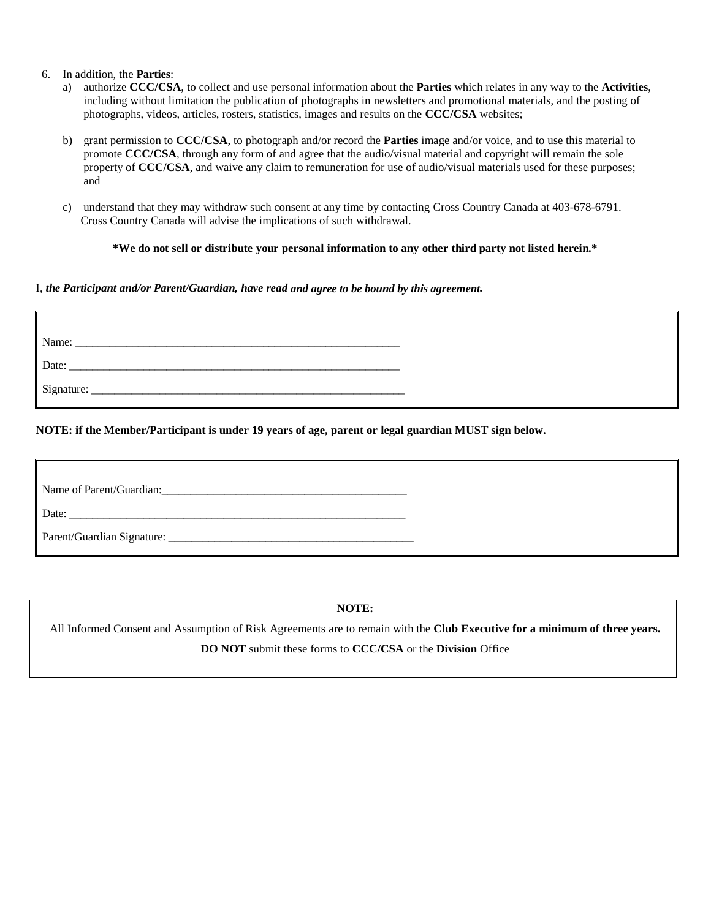6. In addition, the **Parties**:
   a) authorize **CCC/CSA**, to collect and use personal information about the **Parties** which relates in any way to the **Activities**, including without limitation the publication of photographs in newsletters and promotional materials, and the posting of photographs, videos, articles, rosters, statistics, images and results on the **CCC/CSA** websites;

   b) grant permission to **CCC/CSA**, to photograph and/or record the **Parties** image and/or voice, and to use this material to promote **CCC/CSA**, through any form of and agree that the audio/visual material and copyright will remain the sole property of **CCC/CSA**, and waive any claim to remuneration for use of audio/visual materials used for these purposes; and

   c) understand that they may withdraw such consent at any time by contacting Cross Country Canada at 403-678-6791. Cross Country Canada will advise the implications of such withdrawal.

**\*We do not sell or distribute your personal information to any other third party not listed herein.\***

I, ***the Participant and/or Parent/Guardian, have read and agree to be bound by this agreement.***

Name: ____________________________________________________________

Date: _____________________________________________________________

Signature: _________________________________________________________

**NOTE: if the Member/Participant is under 19 years of age, parent or legal guardian MUST sign below.**

Name of Parent/Guardian:_____________________________________________

Date: _____________________________________________________________

Parent/Guardian Signature: ____________________________________________

**NOTE:**

All Informed Consent and Assumption of Risk Agreements are to remain with the **Club Executive for a minimum of three years.**

**DO NOT** submit these forms to **CCC/CSA** or the **Division** Office